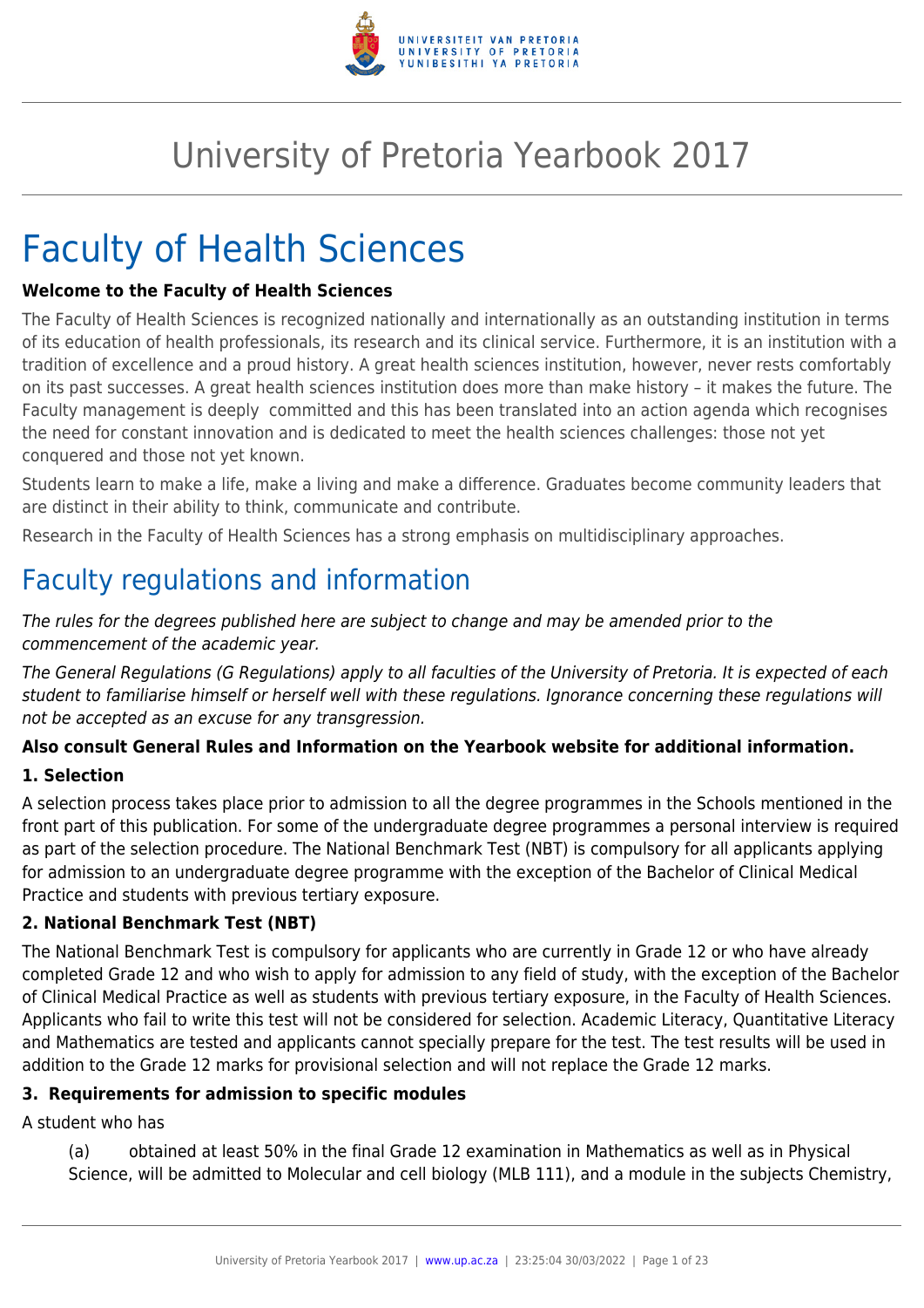# University of Pretoria Yearbook 2017

# Faculty of Health Sciences

**Welcome to the Faculty of Health Sciences**

The Faculty of Health Sciences is recognized nationally and internationally as an outstanding institution in terms of its education of health professionals, its research and its clinical service. Furthermore, it is an institution with a tradition of excellence and a proud history. A great health sciences institution, however, never rests comfortably on its past successes. A great health sciences institution does more than make history – it makes the future. The Faculty management is deeply committed and this has been translated into an action agenda which recognises the need for constant innovation and is dedicated to meet the health sciences challenges: those not yet conquered and those not yet known.

Students learn to make a life, make a living and make a difference. Graduates become community leaders that are distinct in their ability to think, communicate and contribute.

Research in the Faculty of Health Sciences has a strong emphasis on multidisciplinary approaches.

## Faculty regulations and information

*The rules for the degrees published here are subject to change and may be amended prior to the commencement of the academic year.*

*The General Regulations (G Regulations) apply to all faculties of the University of Pretoria. It is expected of each student to familiarise himself or herself well with these regulations. Ignorance concerning these regulations will not be accepted as an excuse for any transgression.*

**Also consult General Rules and Information on the Yearbook website for additional information.**

**1. Selection**

A selection process takes place prior to admission to all the degree programmes in the Schools mentioned in the front part of this publication. For some of the undergraduate degree programmes a personal interview is required as part of the selection procedure. The National Benchmark Test (NBT) is compulsory for all applicants applying for admission to an undergraduate degree programme with the exception of the Bachelor of Clinical Medical Practice and students with previous tertiary exposure.

**2. National Benchmark Test (NBT)**

The National Benchmark Test is compulsory for applicants who are currently in Grade 12 or who have already completed Grade 12 and who wish to apply for admission to any field of study, with the exception of the Bachelor of Clinical Medical Practice as well as students with previous tertiary exposure, in the Faculty of Health Sciences. Applicants who fail to write this test will not be considered for selection. Academic Literacy, Quantitative Literacy and Mathematics are tested and applicants cannot specially prepare for the test. The test results will be used in addition to the Grade 12 marks for provisional selection and will not replace the Grade 12 marks.

**3. Requirements for admission to specific modules**

A student who has

(a) obtained at least 50% in the final Grade 12 examination in Mathematics as well as in Physical Science, will be admitted to Molecular and cell biology (MLB 111), and a module in the subjects Chemistry,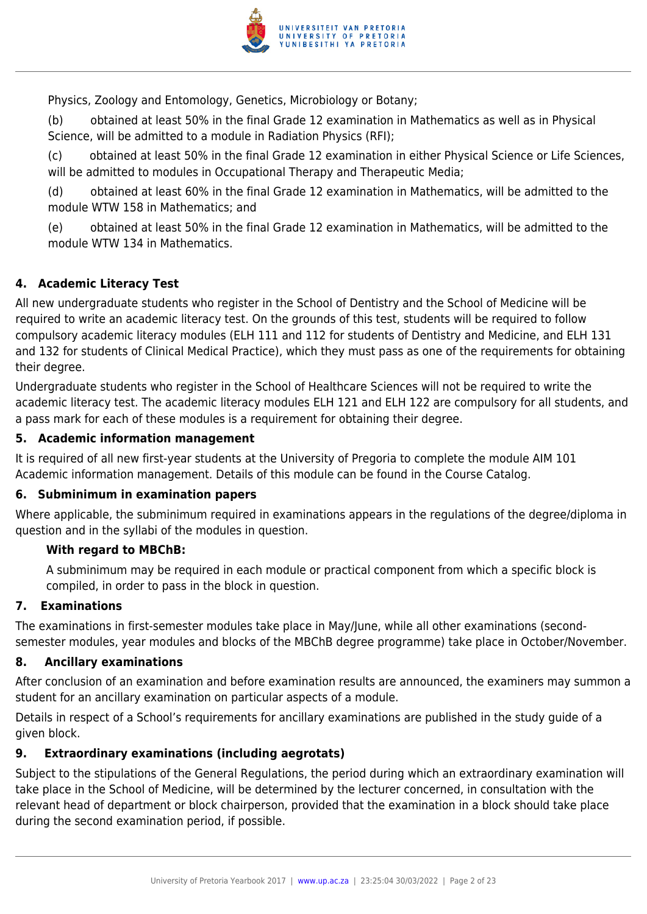Physics, Zoology and Entomology, Genetics, Microbiology or Botany;

(b) obtained at least 50% in the final Grade 12 examination in Mathematics as well as in Physical Science, will be admitted to a module in Radiation Physics (RFI);

(c) obtained at least 50% in the final Grade 12 examination in either Physical Science or Life Sciences, will be admitted to modules in Occupational Therapy and Therapeutic Media;

(d) obtained at least 60% in the final Grade 12 examination in Mathematics, will be admitted to the module WTW 158 in Mathematics; and

(e) obtained at least 50% in the final Grade 12 examination in Mathematics, will be admitted to the module WTW 134 in Mathematics.

### 4. Academic Literacy Test

All new undergraduate students who register in the School of Dentistry and the School of Medicine will be required to write an academic literacy test. On the grounds of this test, students will be required to follow compulsory academic literacy modules (ELH 111 and 112 for students of Dentistry and Medicine, and ELH 131 and 132 for students of Clinical Medical Practice), which they must pass as one of the requirements for obtaining their degree.

Undergraduate students who register in the School of Healthcare Sciences will not be required to write the academic literacy test. The academic literacy modules ELH 121 and ELH 122 are compulsory for all students, and a pass mark for each of these modules is a requirement for obtaining their degree.

### 5. Academic information management

It is required of all new first-year students at the University of Pregoria to complete the module AIM 101 Academic information management. Details of this module can be found in the Course Catalog.

### 6. Subminimum in examination papers

Where applicable, the subminimum required in examinations appears in the regulations of the degree/diploma in question and in the syllabi of the modules in question.

**With regard to MBChB:**

A subminimum may be required in each module or practical component from which a specific block is compiled, in order to pass in the block in question.

### 7. Examinations

The examinations in first-semester modules take place in May/June, while all other examinations (second-semester modules, year modules and blocks of the MBChB degree programme) take place in October/November.

### 8. Ancillary examinations

After conclusion of an examination and before examination results are announced, the examiners may summon a student for an ancillary examination on particular aspects of a module.

Details in respect of a School's requirements for ancillary examinations are published in the study guide of a given block.

### 9. Extraordinary examinations (including aegrotats)

Subject to the stipulations of the General Regulations, the period during which an extraordinary examination will take place in the School of Medicine, will be determined by the lecturer concerned, in consultation with the relevant head of department or block chairperson, provided that the examination in a block should take place during the second examination period, if possible.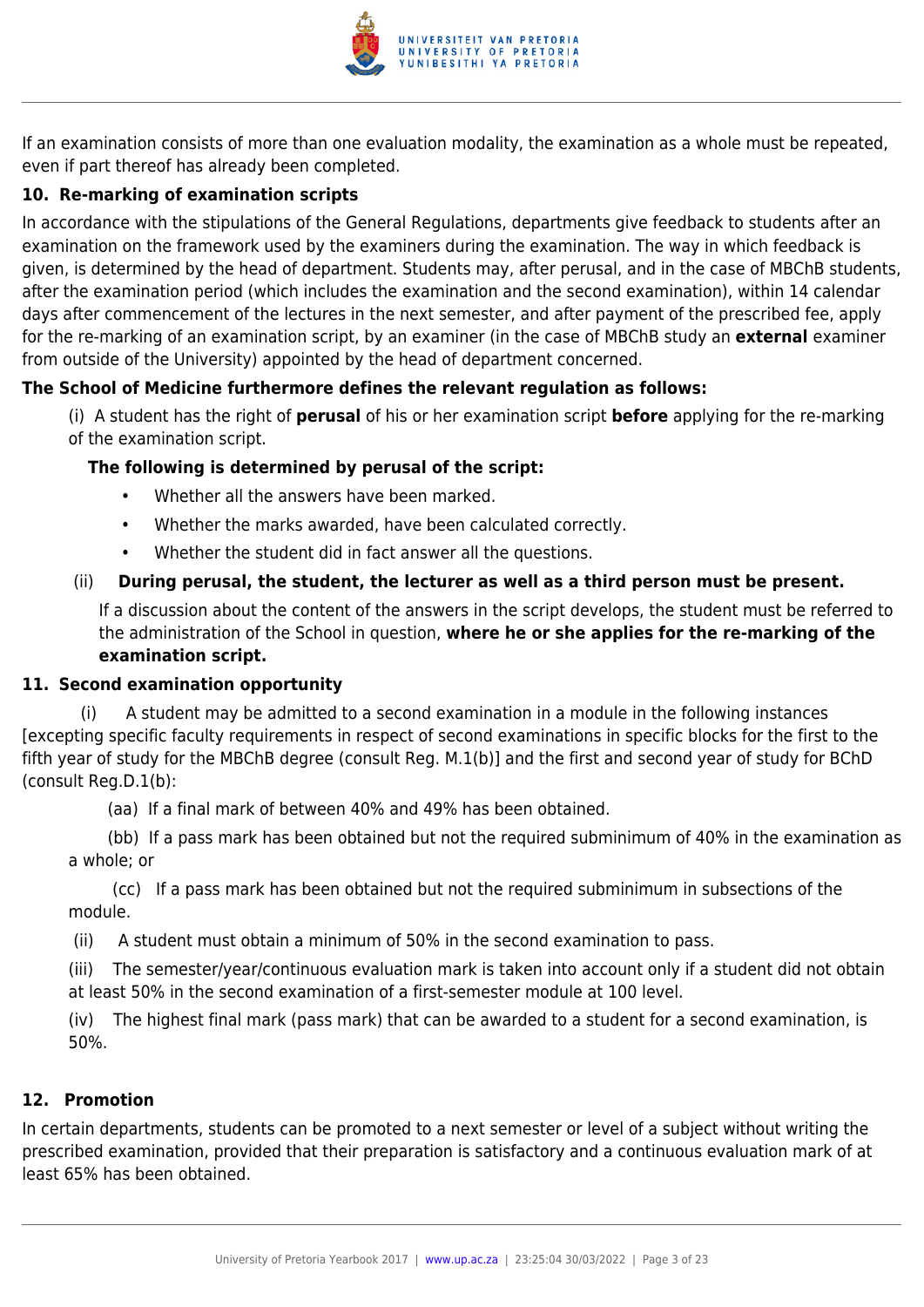If an examination consists of more than one evaluation modality, the examination as a whole must be repeated, even if part thereof has already been completed.

### 10. Re-marking of examination scripts

In accordance with the stipulations of the General Regulations, departments give feedback to students after an examination on the framework used by the examiners during the examination. The way in which feedback is given, is determined by the head of department. Students may, after perusal, and in the case of MBChB students, after the examination period (which includes the examination and the second examination), within 14 calendar days after commencement of the lectures in the next semester, and after payment of the prescribed fee, apply for the re-marking of an examination script, by an examiner (in the case of MBChB study an **external** examiner from outside of the University) appointed by the head of department concerned.

**The School of Medicine furthermore defines the relevant regulation as follows:**

(i) A student has the right of **perusal** of his or her examination script **before** applying for the re-marking of the examination script.

**The following is determined by perusal of the script:**

- Whether all the answers have been marked.
- Whether the marks awarded, have been calculated correctly.
- Whether the student did in fact answer all the questions.

(ii) **During perusal, the student, the lecturer as well as a third person must be present.**

If a discussion about the content of the answers in the script develops, the student must be referred to the administration of the School in question, **where he or she applies for the re-marking of the examination script.**

### 11. Second examination opportunity

(i) A student may be admitted to a second examination in a module in the following instances [excepting specific faculty requirements in respect of second examinations in specific blocks for the first to the fifth year of study for the MBChB degree (consult Reg. M.1(b)] and the first and second year of study for BChD (consult Reg.D.1(b):

(aa) If a final mark of between 40% and 49% has been obtained.

(bb) If a pass mark has been obtained but not the required subminimum of 40% in the examination as a whole; or

(cc) If a pass mark has been obtained but not the required subminimum in subsections of the module.

(ii) A student must obtain a minimum of 50% in the second examination to pass.

(iii) The semester/year/continuous evaluation mark is taken into account only if a student did not obtain at least 50% in the second examination of a first-semester module at 100 level.

(iv) The highest final mark (pass mark) that can be awarded to a student for a second examination, is 50%.

### 12. Promotion

In certain departments, students can be promoted to a next semester or level of a subject without writing the prescribed examination, provided that their preparation is satisfactory and a continuous evaluation mark of at least 65% has been obtained.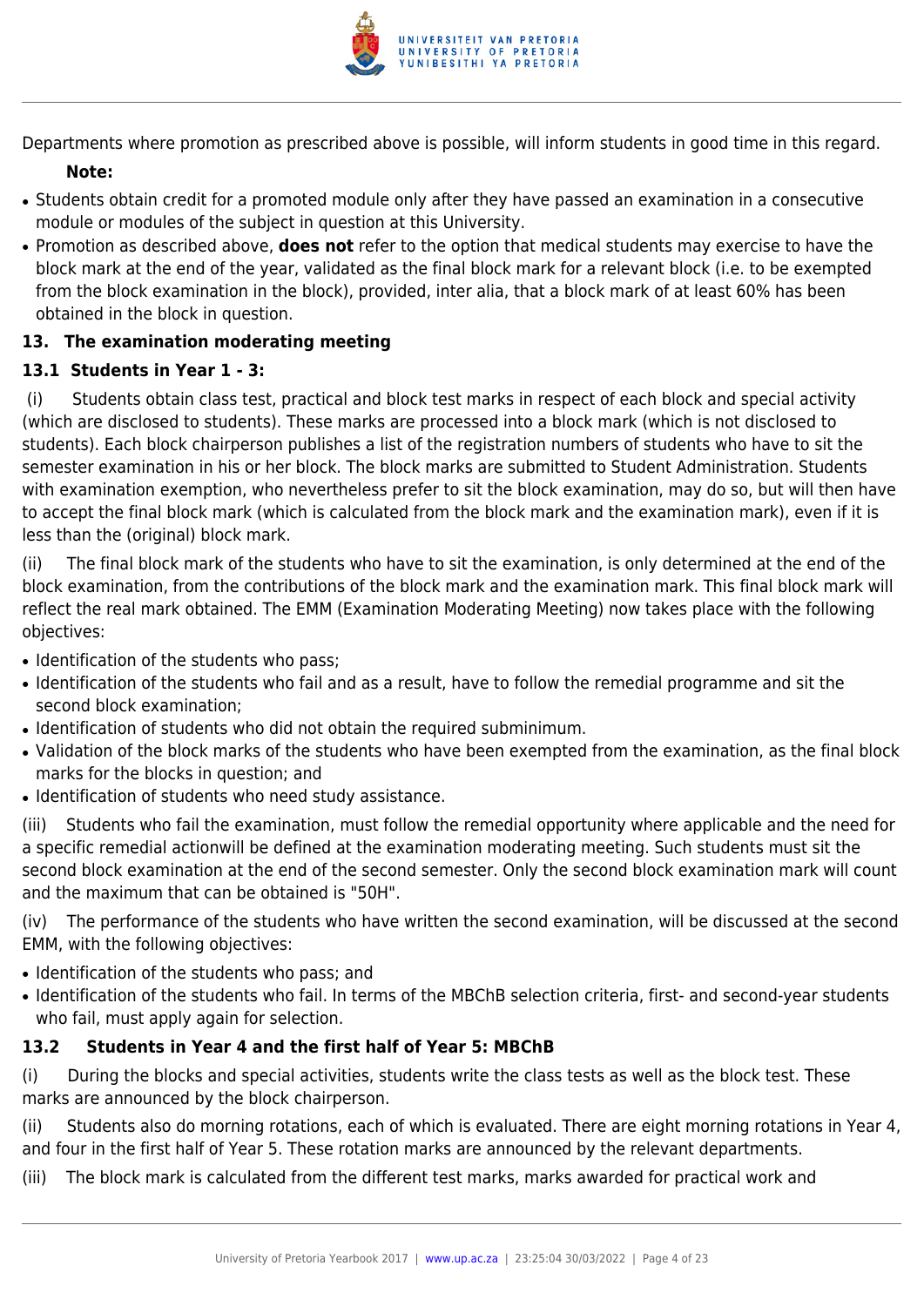Departments where promotion as prescribed above is possible, will inform students in good time in this regard.

**Note:**

- Students obtain credit for a promoted module only after they have passed an examination in a consecutive module or modules of the subject in question at this University.
- Promotion as described above, **does not** refer to the option that medical students may exercise to have the block mark at the end of the year, validated as the final block mark for a relevant block (i.e. to be exempted from the block examination in the block), provided, inter alia, that a block mark of at least 60% has been obtained in the block in question.

### 13. The examination moderating meeting

#### 13.1 Students in Year 1 - 3:

(i) Students obtain class test, practical and block test marks in respect of each block and special activity (which are disclosed to students). These marks are processed into a block mark (which is not disclosed to students). Each block chairperson publishes a list of the registration numbers of students who have to sit the semester examination in his or her block. The block marks are submitted to Student Administration. Students with examination exemption, who nevertheless prefer to sit the block examination, may do so, but will then have to accept the final block mark (which is calculated from the block mark and the examination mark), even if it is less than the (original) block mark.

(ii) The final block mark of the students who have to sit the examination, is only determined at the end of the block examination, from the contributions of the block mark and the examination mark. This final block mark will reflect the real mark obtained. The EMM (Examination Moderating Meeting) now takes place with the following objectives:

- Identification of the students who pass;
- Identification of the students who fail and as a result, have to follow the remedial programme and sit the second block examination;
- Identification of students who did not obtain the required subminimum.
- Validation of the block marks of the students who have been exempted from the examination, as the final block marks for the blocks in question; and
- Identification of students who need study assistance.

(iii) Students who fail the examination, must follow the remedial opportunity where applicable and the need for a specific remedial actionwill be defined at the examination moderating meeting. Such students must sit the second block examination at the end of the second semester. Only the second block examination mark will count and the maximum that can be obtained is "50H".

(iv) The performance of the students who have written the second examination, will be discussed at the second EMM, with the following objectives:

- Identification of the students who pass; and
- Identification of the students who fail. In terms of the MBChB selection criteria, first- and second-year students who fail, must apply again for selection.

#### 13.2 Students in Year 4 and the first half of Year 5: MBChB

(i) During the blocks and special activities, students write the class tests as well as the block test. These marks are announced by the block chairperson.

(ii) Students also do morning rotations, each of which is evaluated. There are eight morning rotations in Year 4, and four in the first half of Year 5. These rotation marks are announced by the relevant departments.

(iii) The block mark is calculated from the different test marks, marks awarded for practical work and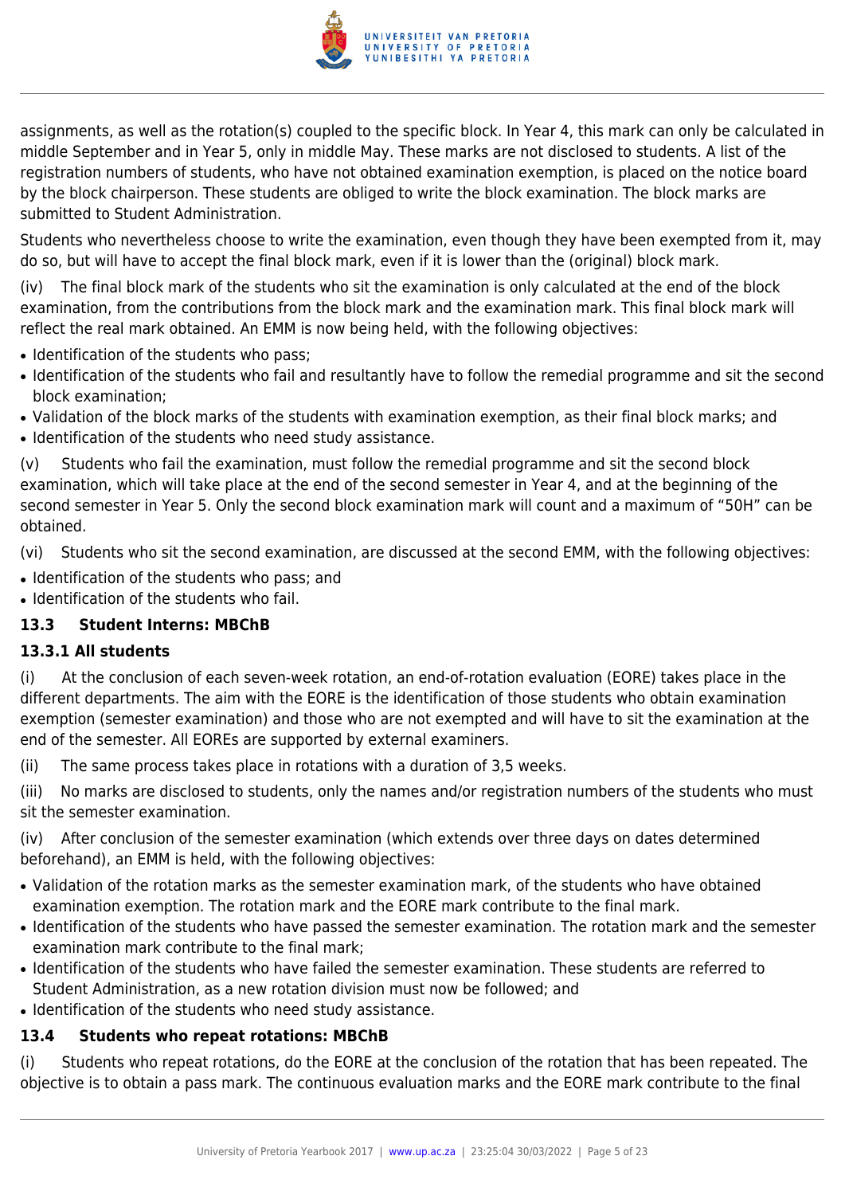assignments, as well as the rotation(s) coupled to the specific block. In Year 4, this mark can only be calculated in middle September and in Year 5, only in middle May. These marks are not disclosed to students. A list of the registration numbers of students, who have not obtained examination exemption, is placed on the notice board by the block chairperson. These students are obliged to write the block examination. The block marks are submitted to Student Administration.

Students who nevertheless choose to write the examination, even though they have been exempted from it, may do so, but will have to accept the final block mark, even if it is lower than the (original) block mark.

(iv) The final block mark of the students who sit the examination is only calculated at the end of the block examination, from the contributions from the block mark and the examination mark. This final block mark will reflect the real mark obtained. An EMM is now being held, with the following objectives:

- Identification of the students who pass;
- Identification of the students who fail and resultantly have to follow the remedial programme and sit the second block examination;
- Validation of the block marks of the students with examination exemption, as their final block marks; and
- Identification of the students who need study assistance.

(v) Students who fail the examination, must follow the remedial programme and sit the second block examination, which will take place at the end of the second semester in Year 4, and at the beginning of the second semester in Year 5. Only the second block examination mark will count and a maximum of "50H" can be obtained.

(vi) Students who sit the second examination, are discussed at the second EMM, with the following objectives:

- Identification of the students who pass; and
- Identification of the students who fail.

### 13.3 Student Interns: MBChB

#### 13.3.1 All students

(i) At the conclusion of each seven-week rotation, an end-of-rotation evaluation (EORE) takes place in the different departments. The aim with the EORE is the identification of those students who obtain examination exemption (semester examination) and those who are not exempted and will have to sit the examination at the end of the semester. All EOREs are supported by external examiners.

(ii) The same process takes place in rotations with a duration of 3,5 weeks.

(iii) No marks are disclosed to students, only the names and/or registration numbers of the students who must sit the semester examination.

(iv) After conclusion of the semester examination (which extends over three days on dates determined beforehand), an EMM is held, with the following objectives:

- Validation of the rotation marks as the semester examination mark, of the students who have obtained examination exemption. The rotation mark and the EORE mark contribute to the final mark.
- Identification of the students who have passed the semester examination. The rotation mark and the semester examination mark contribute to the final mark;
- Identification of the students who have failed the semester examination. These students are referred to Student Administration, as a new rotation division must now be followed; and
- Identification of the students who need study assistance.

### 13.4 Students who repeat rotations: MBChB

(i) Students who repeat rotations, do the EORE at the conclusion of the rotation that has been repeated. The objective is to obtain a pass mark. The continuous evaluation marks and the EORE mark contribute to the final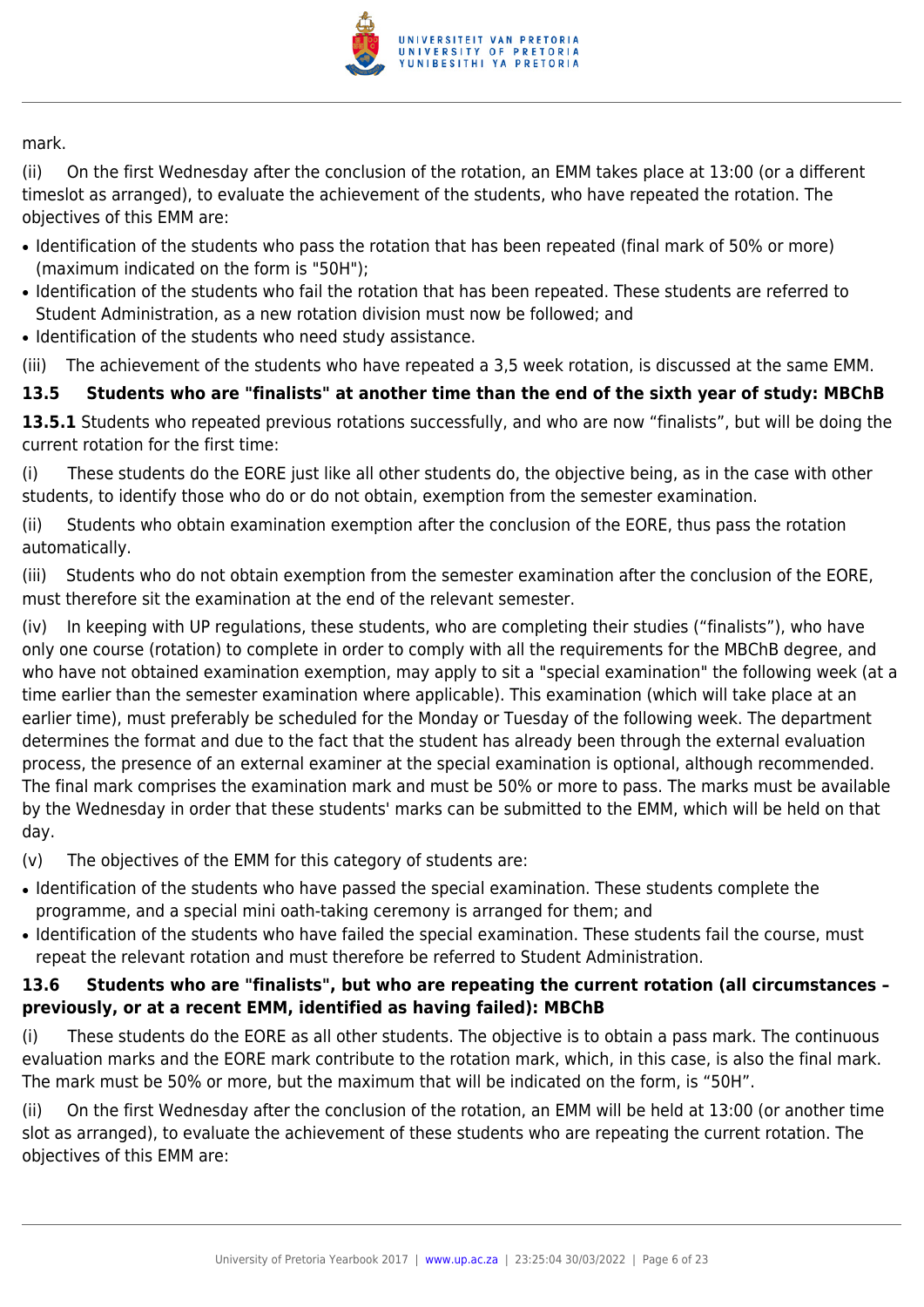mark.

(ii) On the first Wednesday after the conclusion of the rotation, an EMM takes place at 13:00 (or a different timeslot as arranged), to evaluate the achievement of the students, who have repeated the rotation. The objectives of this EMM are:

- Identification of the students who pass the rotation that has been repeated (final mark of 50% or more) (maximum indicated on the form is "50H");
- Identification of the students who fail the rotation that has been repeated. These students are referred to Student Administration, as a new rotation division must now be followed; and
- Identification of the students who need study assistance.

(iii) The achievement of the students who have repeated a 3,5 week rotation, is discussed at the same EMM.

### 13.5 Students who are "finalists" at another time than the end of the sixth year of study: MBChB

**13.5.1** Students who repeated previous rotations successfully, and who are now "finalists", but will be doing the current rotation for the first time:

(i) These students do the EORE just like all other students do, the objective being, as in the case with other students, to identify those who do or do not obtain, exemption from the semester examination.

(ii) Students who obtain examination exemption after the conclusion of the EORE, thus pass the rotation automatically.

(iii) Students who do not obtain exemption from the semester examination after the conclusion of the EORE, must therefore sit the examination at the end of the relevant semester.

(iv) In keeping with UP regulations, these students, who are completing their studies ("finalists"), who have only one course (rotation) to complete in order to comply with all the requirements for the MBChB degree, and who have not obtained examination exemption, may apply to sit a "special examination" the following week (at a time earlier than the semester examination where applicable). This examination (which will take place at an earlier time), must preferably be scheduled for the Monday or Tuesday of the following week. The department determines the format and due to the fact that the student has already been through the external evaluation process, the presence of an external examiner at the special examination is optional, although recommended. The final mark comprises the examination mark and must be 50% or more to pass. The marks must be available by the Wednesday in order that these students' marks can be submitted to the EMM, which will be held on that day.

(v) The objectives of the EMM for this category of students are:

- Identification of the students who have passed the special examination. These students complete the programme, and a special mini oath-taking ceremony is arranged for them; and
- Identification of the students who have failed the special examination. These students fail the course, must repeat the relevant rotation and must therefore be referred to Student Administration.

### 13.6 Students who are "finalists", but who are repeating the current rotation (all circumstances – previously, or at a recent EMM, identified as having failed): MBChB

(i) These students do the EORE as all other students. The objective is to obtain a pass mark. The continuous evaluation marks and the EORE mark contribute to the rotation mark, which, in this case, is also the final mark. The mark must be 50% or more, but the maximum that will be indicated on the form, is "50H".

(ii) On the first Wednesday after the conclusion of the rotation, an EMM will be held at 13:00 (or another time slot as arranged), to evaluate the achievement of these students who are repeating the current rotation. The objectives of this EMM are: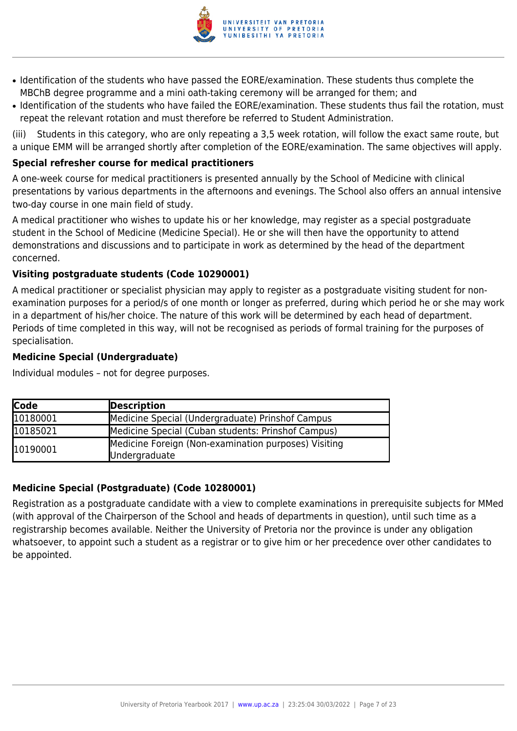- Identification of the students who have passed the EORE/examination. These students thus complete the MBChB degree programme and a mini oath-taking ceremony will be arranged for them; and
- Identification of the students who have failed the EORE/examination. These students thus fail the rotation, must repeat the relevant rotation and must therefore be referred to Student Administration.

(iii) Students in this category, who are only repeating a 3,5 week rotation, will follow the exact same route, but a unique EMM will be arranged shortly after completion of the EORE/examination. The same objectives will apply.

### Special refresher course for medical practitioners

A one-week course for medical practitioners is presented annually by the School of Medicine with clinical presentations by various departments in the afternoons and evenings. The School also offers an annual intensive two-day course in one main field of study.

A medical practitioner who wishes to update his or her knowledge, may register as a special postgraduate student in the School of Medicine (Medicine Special). He or she will then have the opportunity to attend demonstrations and discussions and to participate in work as determined by the head of the department concerned.

### Visiting postgraduate students (Code 10290001)

A medical practitioner or specialist physician may apply to register as a postgraduate visiting student for non-examination purposes for a period/s of one month or longer as preferred, during which period he or she may work in a department of his/her choice. The nature of this work will be determined by each head of department. Periods of time completed in this way, will not be recognised as periods of formal training for the purposes of specialisation.

### Medicine Special (Undergraduate)

Individual modules – not for degree purposes.

| Code | Description |
|---|---|
| 10180001 | Medicine Special (Undergraduate) Prinshof Campus |
| 10185021 | Medicine Special (Cuban students: Prinshof Campus) |
| 10190001 | Medicine Foreign (Non-examination purposes) Visiting Undergraduate |

### Medicine Special (Postgraduate) (Code 10280001)

Registration as a postgraduate candidate with a view to complete examinations in prerequisite subjects for MMed (with approval of the Chairperson of the School and heads of departments in question), until such time as a registrarship becomes available. Neither the University of Pretoria nor the province is under any obligation whatsoever, to appoint such a student as a registrar or to give him or her precedence over other candidates to be appointed.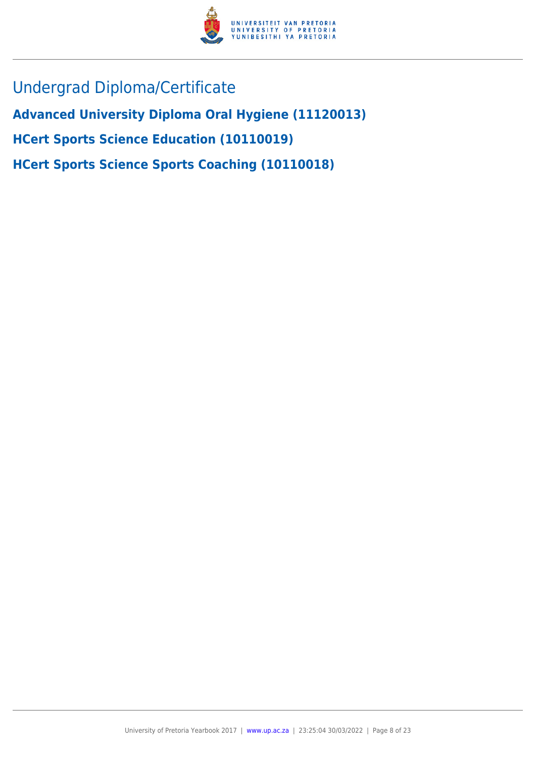# Undergrad Diploma/Certificate

**Advanced University Diploma Oral Hygiene (11120013)**

**HCert Sports Science Education (10110019)**

**HCert Sports Science Sports Coaching (10110018)**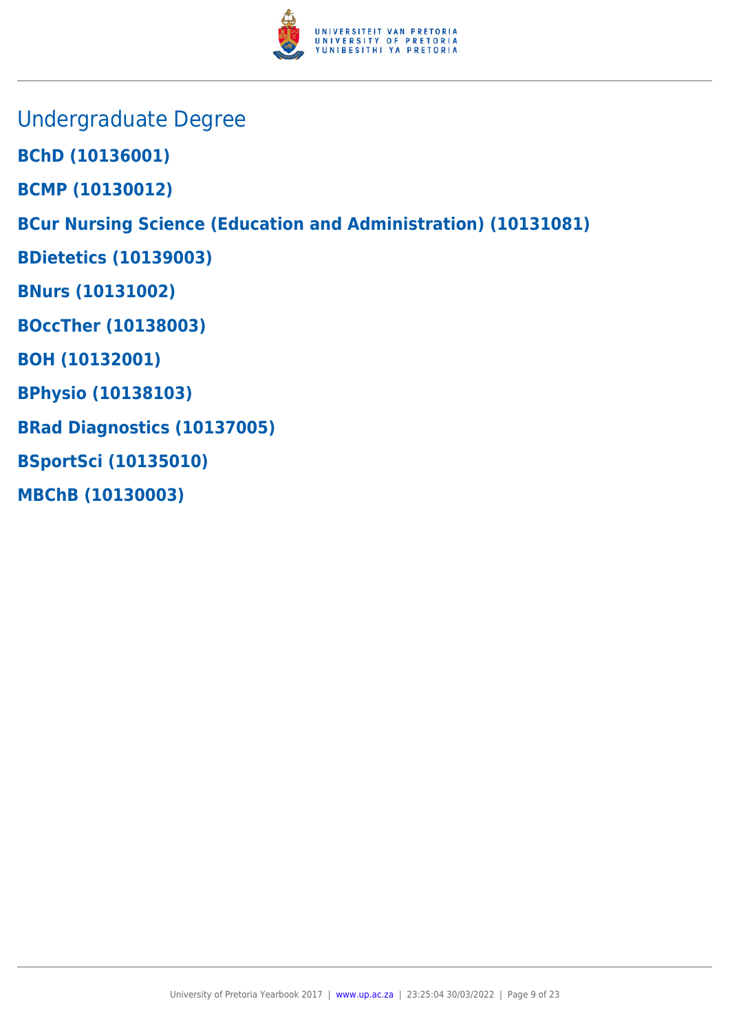## Undergraduate Degree

**BChD (10136001)**

**BCMP (10130012)**

**BCur Nursing Science (Education and Administration) (10131081)**

**BDietetics (10139003)**

**BNurs (10131002)**

**BOccTher (10138003)**

**BOH (10132001)**

**BPhysio (10138103)**

**BRad Diagnostics (10137005)**

**BSportSci (10135010)**

**MBChB (10130003)**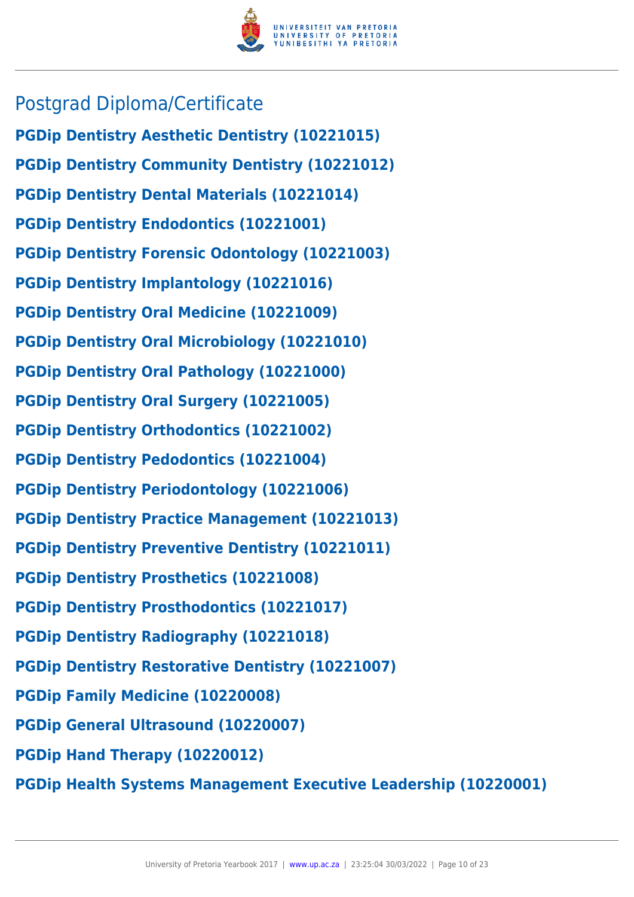## Postgrad Diploma/Certificate

**PGDip Dentistry Aesthetic Dentistry (10221015)**

**PGDip Dentistry Community Dentistry (10221012)**

**PGDip Dentistry Dental Materials (10221014)**

**PGDip Dentistry Endodontics (10221001)**

**PGDip Dentistry Forensic Odontology (10221003)**

**PGDip Dentistry Implantology (10221016)**

**PGDip Dentistry Oral Medicine (10221009)**

**PGDip Dentistry Oral Microbiology (10221010)**

**PGDip Dentistry Oral Pathology (10221000)**

**PGDip Dentistry Oral Surgery (10221005)**

**PGDip Dentistry Orthodontics (10221002)**

**PGDip Dentistry Pedodontics (10221004)**

**PGDip Dentistry Periodontology (10221006)**

**PGDip Dentistry Practice Management (10221013)**

**PGDip Dentistry Preventive Dentistry (10221011)**

**PGDip Dentistry Prosthetics (10221008)**

**PGDip Dentistry Prosthodontics (10221017)**

**PGDip Dentistry Radiography (10221018)**

**PGDip Dentistry Restorative Dentistry (10221007)**

**PGDip Family Medicine (10220008)**

**PGDip General Ultrasound (10220007)**

**PGDip Hand Therapy (10220012)**

**PGDip Health Systems Management Executive Leadership (10220001)**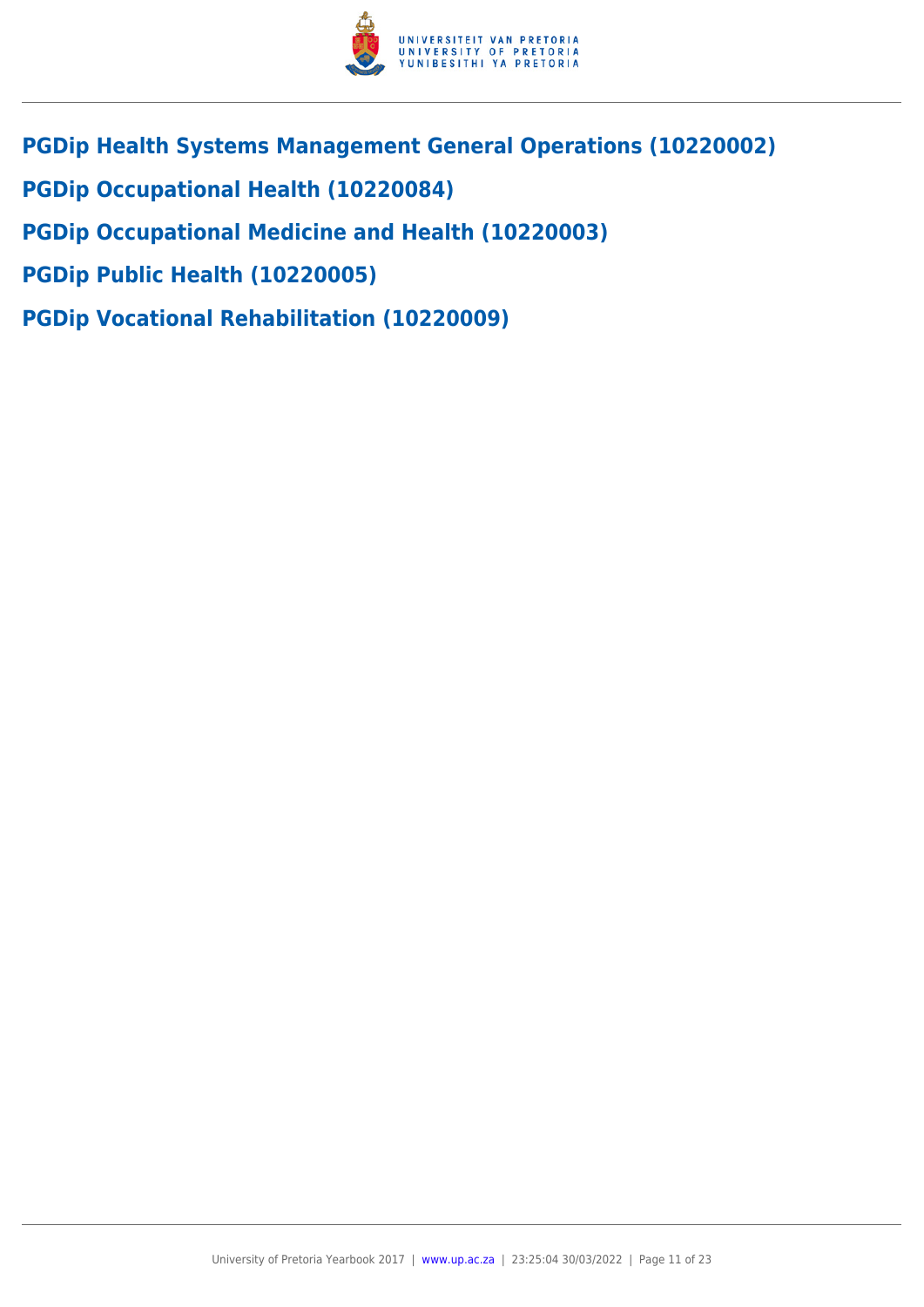## PGDip Health Systems Management General Operations (10220002)

## PGDip Occupational Health (10220084)

## PGDip Occupational Medicine and Health (10220003)

## PGDip Public Health (10220005)

## PGDip Vocational Rehabilitation (10220009)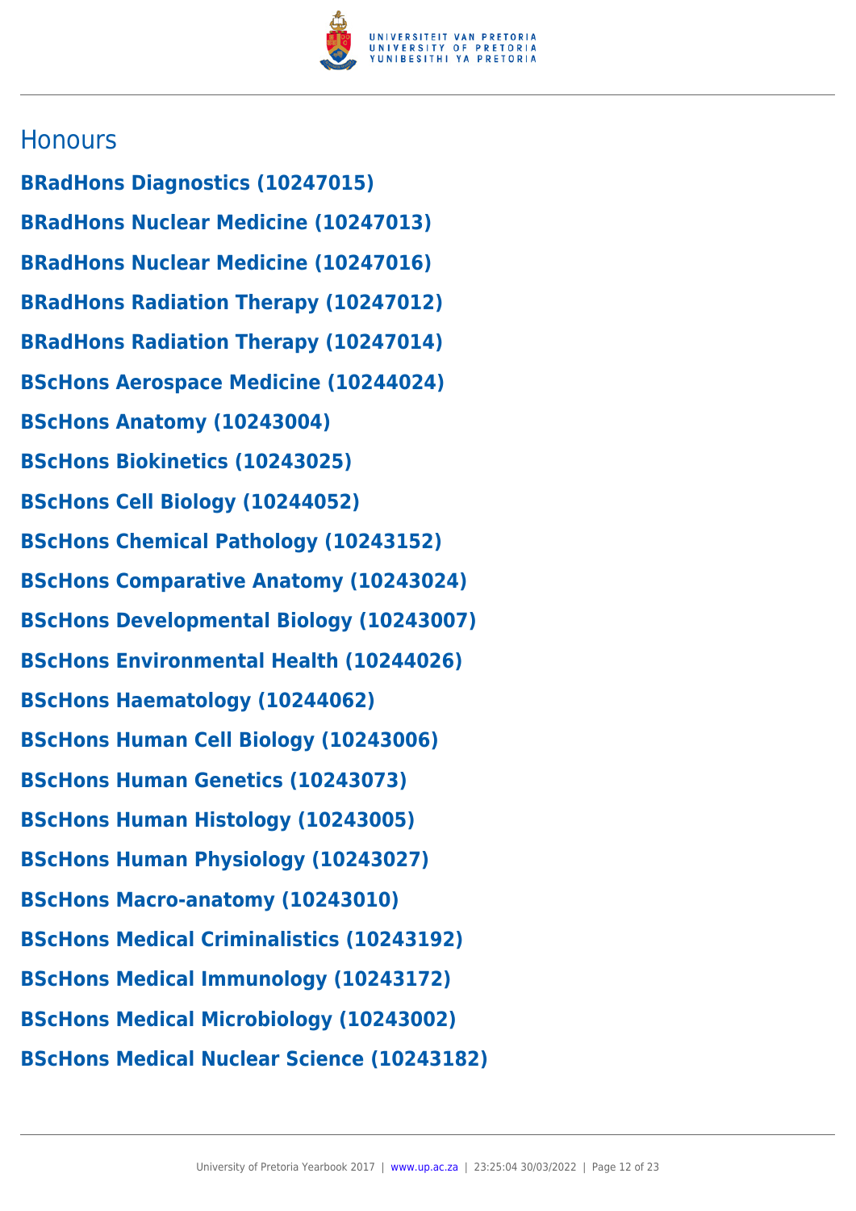## Honours

**BRadHons Diagnostics (10247015)**

**BRadHons Nuclear Medicine (10247013)**

**BRadHons Nuclear Medicine (10247016)**

**BRadHons Radiation Therapy (10247012)**

**BRadHons Radiation Therapy (10247014)**

**BScHons Aerospace Medicine (10244024)**

**BScHons Anatomy (10243004)**

**BScHons Biokinetics (10243025)**

**BScHons Cell Biology (10244052)**

**BScHons Chemical Pathology (10243152)**

**BScHons Comparative Anatomy (10243024)**

**BScHons Developmental Biology (10243007)**

**BScHons Environmental Health (10244026)**

**BScHons Haematology (10244062)**

**BScHons Human Cell Biology (10243006)**

**BScHons Human Genetics (10243073)**

**BScHons Human Histology (10243005)**

**BScHons Human Physiology (10243027)**

**BScHons Macro-anatomy (10243010)**

**BScHons Medical Criminalistics (10243192)**

**BScHons Medical Immunology (10243172)**

**BScHons Medical Microbiology (10243002)**

**BScHons Medical Nuclear Science (10243182)**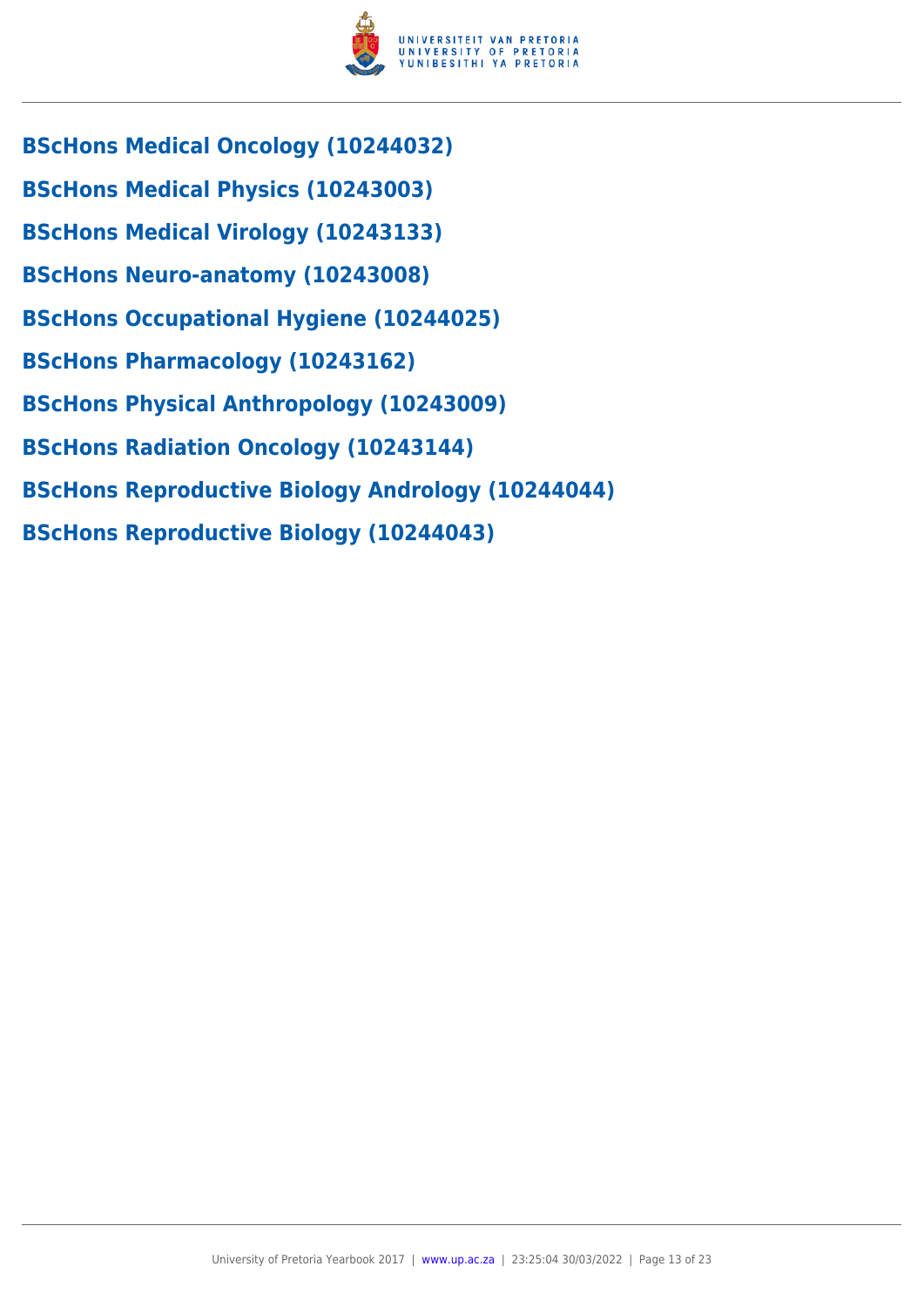### BScHons Medical Oncology (10244032)

### BScHons Medical Physics (10243003)

### BScHons Medical Virology (10243133)

### BScHons Neuro-anatomy (10243008)

### BScHons Occupational Hygiene (10244025)

### BScHons Pharmacology (10243162)

### BScHons Physical Anthropology (10243009)

### BScHons Radiation Oncology (10243144)

### BScHons Reproductive Biology Andrology (10244044)

### BScHons Reproductive Biology (10244043)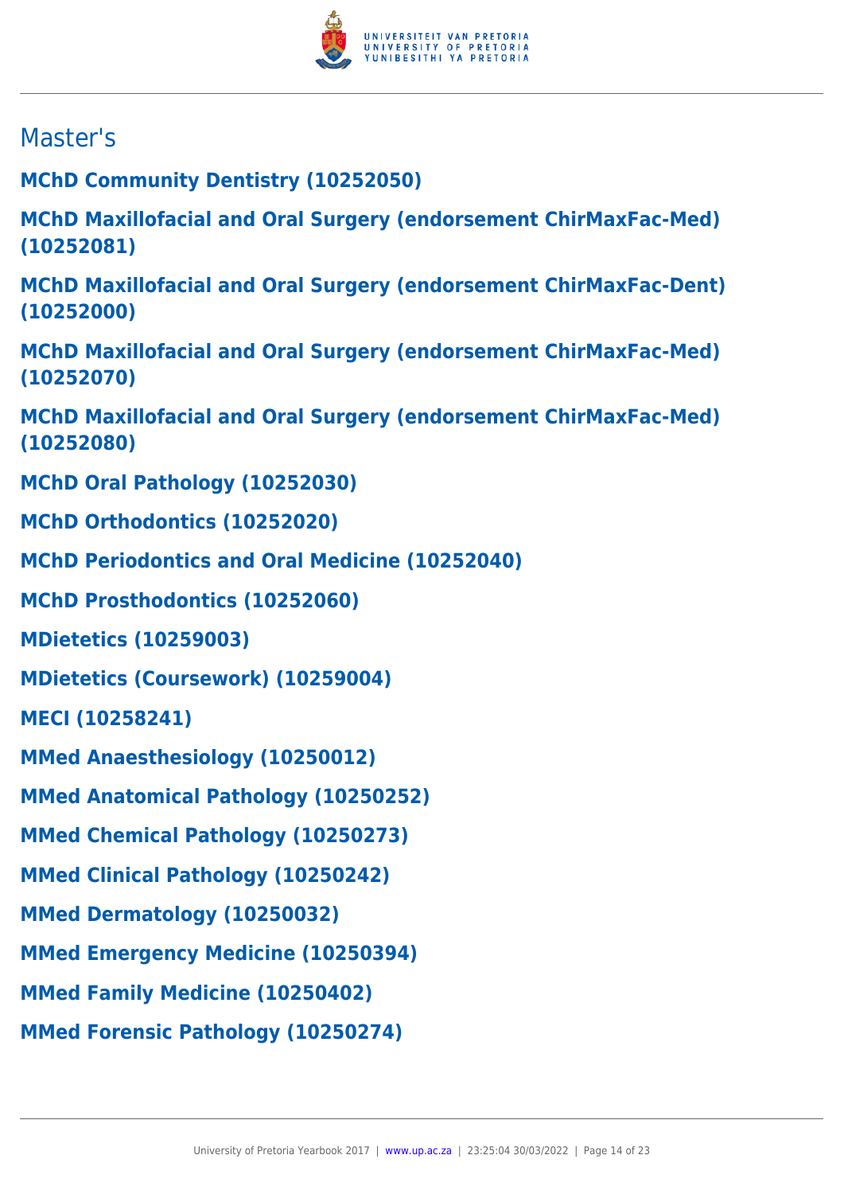## Master's

**MChD Community Dentistry (10252050)**

**MChD Maxillofacial and Oral Surgery (endorsement ChirMaxFac-Med) (10252081)**

**MChD Maxillofacial and Oral Surgery (endorsement ChirMaxFac-Dent) (10252000)**

**MChD Maxillofacial and Oral Surgery (endorsement ChirMaxFac-Med) (10252070)**

**MChD Maxillofacial and Oral Surgery (endorsement ChirMaxFac-Med) (10252080)**

**MChD Oral Pathology (10252030)**

**MChD Orthodontics (10252020)**

**MChD Periodontics and Oral Medicine (10252040)**

**MChD Prosthodontics (10252060)**

**MDietetics (10259003)**

**MDietetics (Coursework) (10259004)**

**MECI (10258241)**

**MMed Anaesthesiology (10250012)**

**MMed Anatomical Pathology (10250252)**

**MMed Chemical Pathology (10250273)**

**MMed Clinical Pathology (10250242)**

**MMed Dermatology (10250032)**

**MMed Emergency Medicine (10250394)**

**MMed Family Medicine (10250402)**

**MMed Forensic Pathology (10250274)**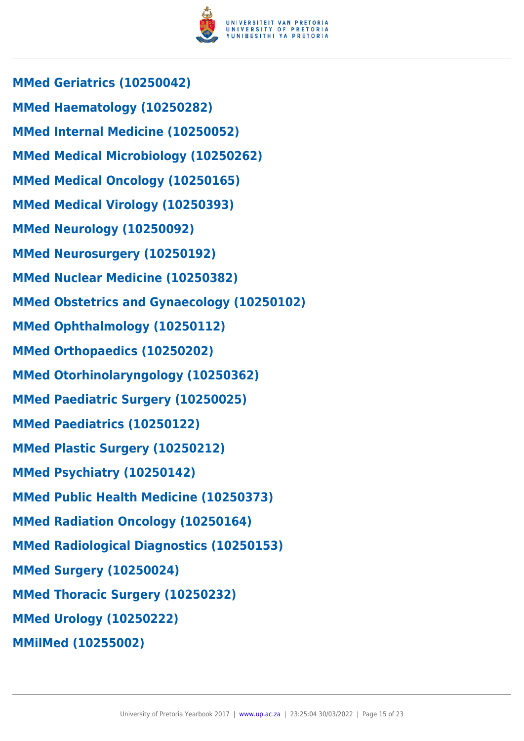**MMed Geriatrics (10250042)**

**MMed Haematology (10250282)**

**MMed Internal Medicine (10250052)**

**MMed Medical Microbiology (10250262)**

**MMed Medical Oncology (10250165)**

**MMed Medical Virology (10250393)**

**MMed Neurology (10250092)**

**MMed Neurosurgery (10250192)**

**MMed Nuclear Medicine (10250382)**

**MMed Obstetrics and Gynaecology (10250102)**

**MMed Ophthalmology (10250112)**

**MMed Orthopaedics (10250202)**

**MMed Otorhinolaryngology (10250362)**

**MMed Paediatric Surgery (10250025)**

**MMed Paediatrics (10250122)**

**MMed Plastic Surgery (10250212)**

**MMed Psychiatry (10250142)**

**MMed Public Health Medicine (10250373)**

**MMed Radiation Oncology (10250164)**

**MMed Radiological Diagnostics (10250153)**

**MMed Surgery (10250024)**

**MMed Thoracic Surgery (10250232)**

**MMed Urology (10250222)**

**MMilMed (10255002)**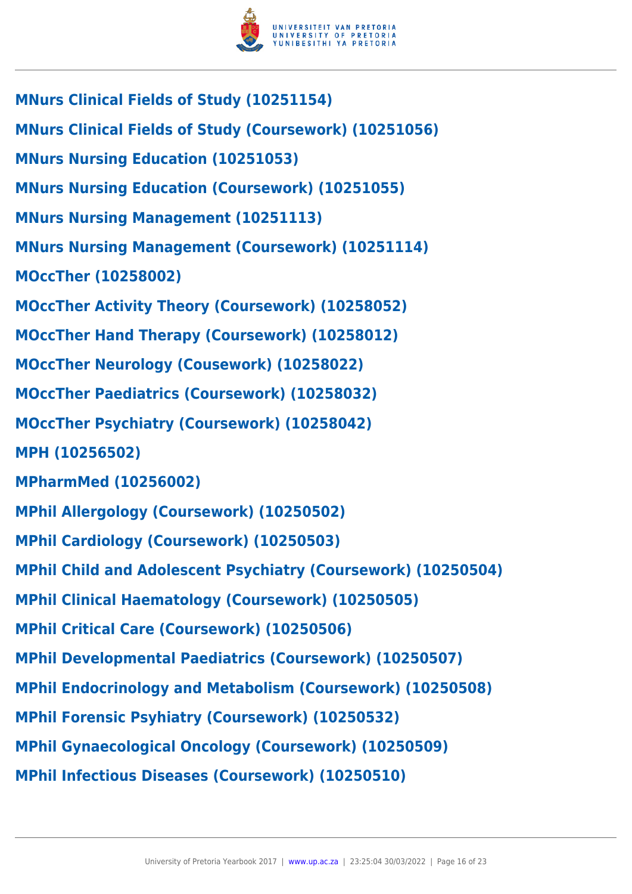**MNurs Clinical Fields of Study (10251154)**

**MNurs Clinical Fields of Study (Coursework) (10251056)**

**MNurs Nursing Education (10251053)**

**MNurs Nursing Education (Coursework) (10251055)**

**MNurs Nursing Management (10251113)**

**MNurs Nursing Management (Coursework) (10251114)**

**MOccTher (10258002)**

**MOccTher Activity Theory (Coursework) (10258052)**

**MOccTher Hand Therapy (Coursework) (10258012)**

**MOccTher Neurology (Cousework) (10258022)**

**MOccTher Paediatrics (Coursework) (10258032)**

**MOccTher Psychiatry (Coursework) (10258042)**

**MPH (10256502)**

**MPharmMed (10256002)**

**MPhil Allergology (Coursework) (10250502)**

**MPhil Cardiology (Coursework) (10250503)**

**MPhil Child and Adolescent Psychiatry (Coursework) (10250504)**

**MPhil Clinical Haematology (Coursework) (10250505)**

**MPhil Critical Care (Coursework) (10250506)**

**MPhil Developmental Paediatrics (Coursework) (10250507)**

**MPhil Endocrinology and Metabolism (Coursework) (10250508)**

**MPhil Forensic Psyhiatry (Coursework) (10250532)**

**MPhil Gynaecological Oncology (Coursework) (10250509)**

**MPhil Infectious Diseases (Coursework) (10250510)**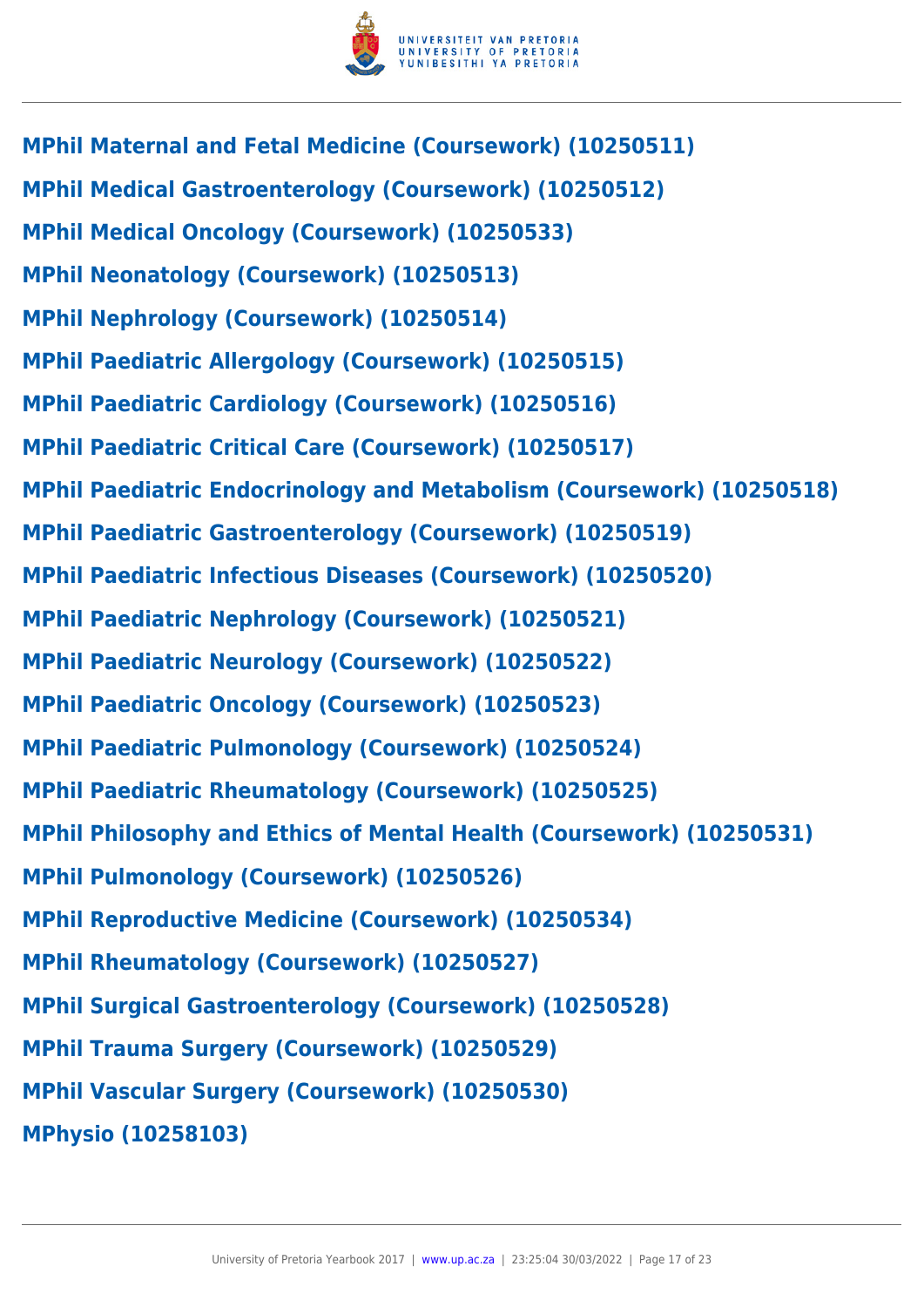**MPhil Maternal and Fetal Medicine (Coursework) (10250511)**

**MPhil Medical Gastroenterology (Coursework) (10250512)**

**MPhil Medical Oncology (Coursework) (10250533)**

**MPhil Neonatology (Coursework) (10250513)**

**MPhil Nephrology (Coursework) (10250514)**

**MPhil Paediatric Allergology (Coursework) (10250515)**

**MPhil Paediatric Cardiology (Coursework) (10250516)**

**MPhil Paediatric Critical Care (Coursework) (10250517)**

**MPhil Paediatric Endocrinology and Metabolism (Coursework) (10250518)**

**MPhil Paediatric Gastroenterology (Coursework) (10250519)**

**MPhil Paediatric Infectious Diseases (Coursework) (10250520)**

**MPhil Paediatric Nephrology (Coursework) (10250521)**

**MPhil Paediatric Neurology (Coursework) (10250522)**

**MPhil Paediatric Oncology (Coursework) (10250523)**

**MPhil Paediatric Pulmonology (Coursework) (10250524)**

**MPhil Paediatric Rheumatology (Coursework) (10250525)**

**MPhil Philosophy and Ethics of Mental Health (Coursework) (10250531)**

**MPhil Pulmonology (Coursework) (10250526)**

**MPhil Reproductive Medicine (Coursework) (10250534)**

**MPhil Rheumatology (Coursework) (10250527)**

**MPhil Surgical Gastroenterology (Coursework) (10250528)**

**MPhil Trauma Surgery (Coursework) (10250529)**

**MPhil Vascular Surgery (Coursework) (10250530)**

**MPhysio (10258103)**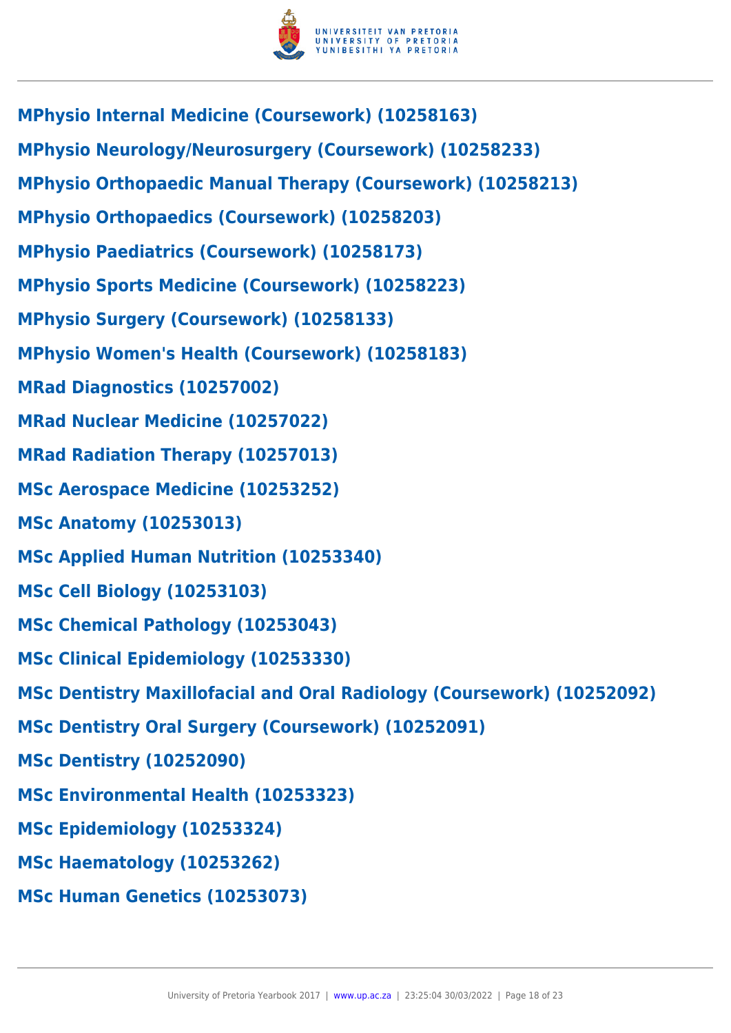**MPhysio Internal Medicine (Coursework) (10258163)**

**MPhysio Neurology/Neurosurgery (Coursework) (10258233)**

**MPhysio Orthopaedic Manual Therapy (Coursework) (10258213)**

**MPhysio Orthopaedics (Coursework) (10258203)**

**MPhysio Paediatrics (Coursework) (10258173)**

**MPhysio Sports Medicine (Coursework) (10258223)**

**MPhysio Surgery (Coursework) (10258133)**

**MPhysio Women's Health (Coursework) (10258183)**

**MRad Diagnostics (10257002)**

**MRad Nuclear Medicine (10257022)**

**MRad Radiation Therapy (10257013)**

**MSc Aerospace Medicine (10253252)**

**MSc Anatomy (10253013)**

**MSc Applied Human Nutrition (10253340)**

**MSc Cell Biology (10253103)**

**MSc Chemical Pathology (10253043)**

**MSc Clinical Epidemiology (10253330)**

**MSc Dentistry Maxillofacial and Oral Radiology (Coursework) (10252092)**

**MSc Dentistry Oral Surgery (Coursework) (10252091)**

**MSc Dentistry (10252090)**

**MSc Environmental Health (10253323)**

**MSc Epidemiology (10253324)**

**MSc Haematology (10253262)**

**MSc Human Genetics (10253073)**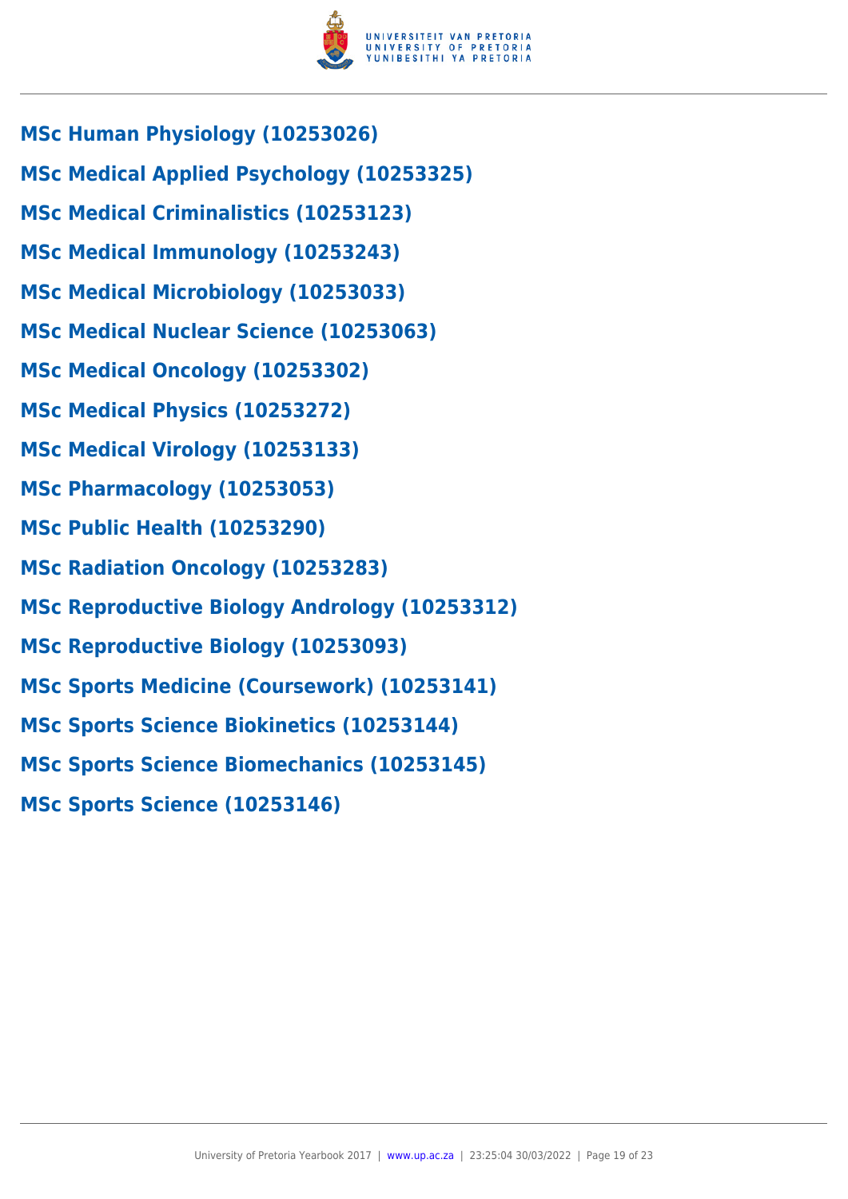**MSc Human Physiology (10253026)**

**MSc Medical Applied Psychology (10253325)**

**MSc Medical Criminalistics (10253123)**

**MSc Medical Immunology (10253243)**

**MSc Medical Microbiology (10253033)**

**MSc Medical Nuclear Science (10253063)**

**MSc Medical Oncology (10253302)**

**MSc Medical Physics (10253272)**

**MSc Medical Virology (10253133)**

**MSc Pharmacology (10253053)**

**MSc Public Health (10253290)**

**MSc Radiation Oncology (10253283)**

**MSc Reproductive Biology Andrology (10253312)**

**MSc Reproductive Biology (10253093)**

**MSc Sports Medicine (Coursework) (10253141)**

**MSc Sports Science Biokinetics (10253144)**

**MSc Sports Science Biomechanics (10253145)**

**MSc Sports Science (10253146)**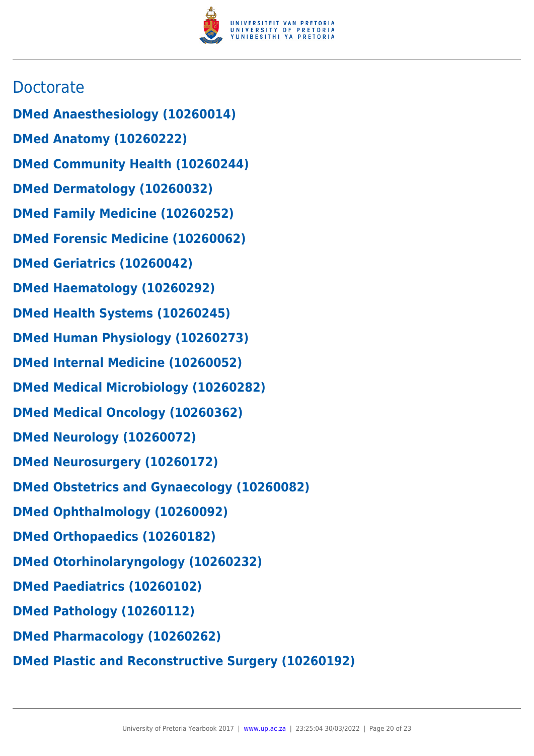## Doctorate

**DMed Anaesthesiology (10260014)**

**DMed Anatomy (10260222)**

**DMed Community Health (10260244)**

**DMed Dermatology (10260032)**

**DMed Family Medicine (10260252)**

**DMed Forensic Medicine (10260062)**

**DMed Geriatrics (10260042)**

**DMed Haematology (10260292)**

**DMed Health Systems (10260245)**

**DMed Human Physiology (10260273)**

**DMed Internal Medicine (10260052)**

**DMed Medical Microbiology (10260282)**

**DMed Medical Oncology (10260362)**

**DMed Neurology (10260072)**

**DMed Neurosurgery (10260172)**

**DMed Obstetrics and Gynaecology (10260082)**

**DMed Ophthalmology (10260092)**

**DMed Orthopaedics (10260182)**

**DMed Otorhinolaryngology (10260232)**

**DMed Paediatrics (10260102)**

**DMed Pathology (10260112)**

**DMed Pharmacology (10260262)**

**DMed Plastic and Reconstructive Surgery (10260192)**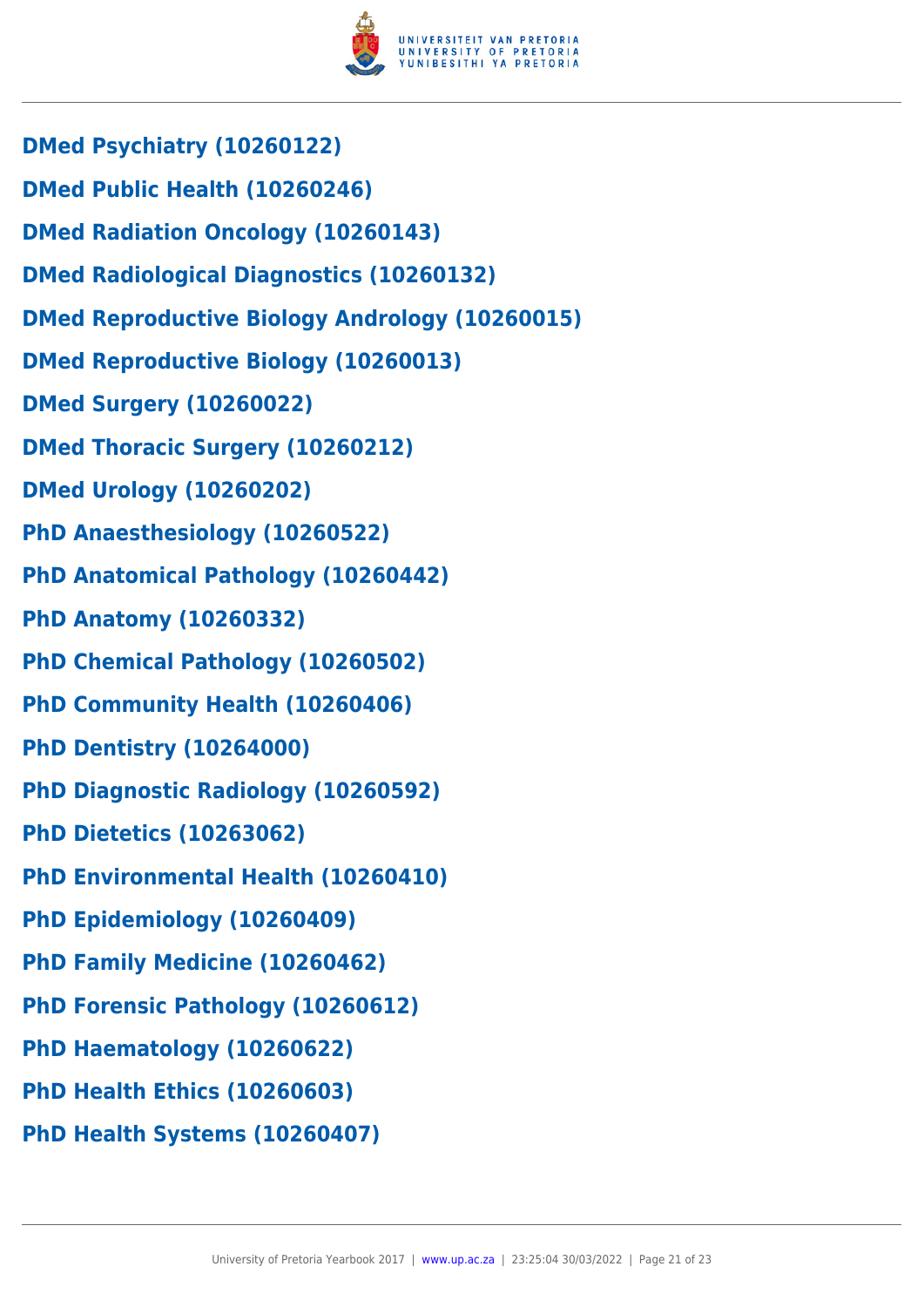**DMed Psychiatry (10260122)**

**DMed Public Health (10260246)**

**DMed Radiation Oncology (10260143)**

**DMed Radiological Diagnostics (10260132)**

**DMed Reproductive Biology Andrology (10260015)**

**DMed Reproductive Biology (10260013)**

**DMed Surgery (10260022)**

**DMed Thoracic Surgery (10260212)**

**DMed Urology (10260202)**

**PhD Anaesthesiology (10260522)**

**PhD Anatomical Pathology (10260442)**

**PhD Anatomy (10260332)**

**PhD Chemical Pathology (10260502)**

**PhD Community Health (10260406)**

**PhD Dentistry (10264000)**

**PhD Diagnostic Radiology (10260592)**

**PhD Dietetics (10263062)**

**PhD Environmental Health (10260410)**

**PhD Epidemiology (10260409)**

**PhD Family Medicine (10260462)**

**PhD Forensic Pathology (10260612)**

**PhD Haematology (10260622)**

**PhD Health Ethics (10260603)**

**PhD Health Systems (10260407)**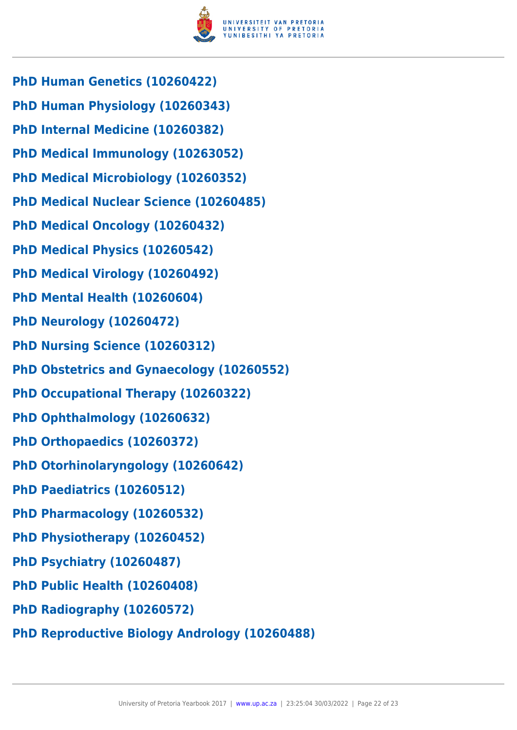**PhD Human Genetics (10260422)**

**PhD Human Physiology (10260343)**

**PhD Internal Medicine (10260382)**

**PhD Medical Immunology (10263052)**

**PhD Medical Microbiology (10260352)**

**PhD Medical Nuclear Science (10260485)**

**PhD Medical Oncology (10260432)**

**PhD Medical Physics (10260542)**

**PhD Medical Virology (10260492)**

**PhD Mental Health (10260604)**

**PhD Neurology (10260472)**

**PhD Nursing Science (10260312)**

**PhD Obstetrics and Gynaecology (10260552)**

**PhD Occupational Therapy (10260322)**

**PhD Ophthalmology (10260632)**

**PhD Orthopaedics (10260372)**

**PhD Otorhinolaryngology (10260642)**

**PhD Paediatrics (10260512)**

**PhD Pharmacology (10260532)**

**PhD Physiotherapy (10260452)**

**PhD Psychiatry (10260487)**

**PhD Public Health (10260408)**

**PhD Radiography (10260572)**

**PhD Reproductive Biology Andrology (10260488)**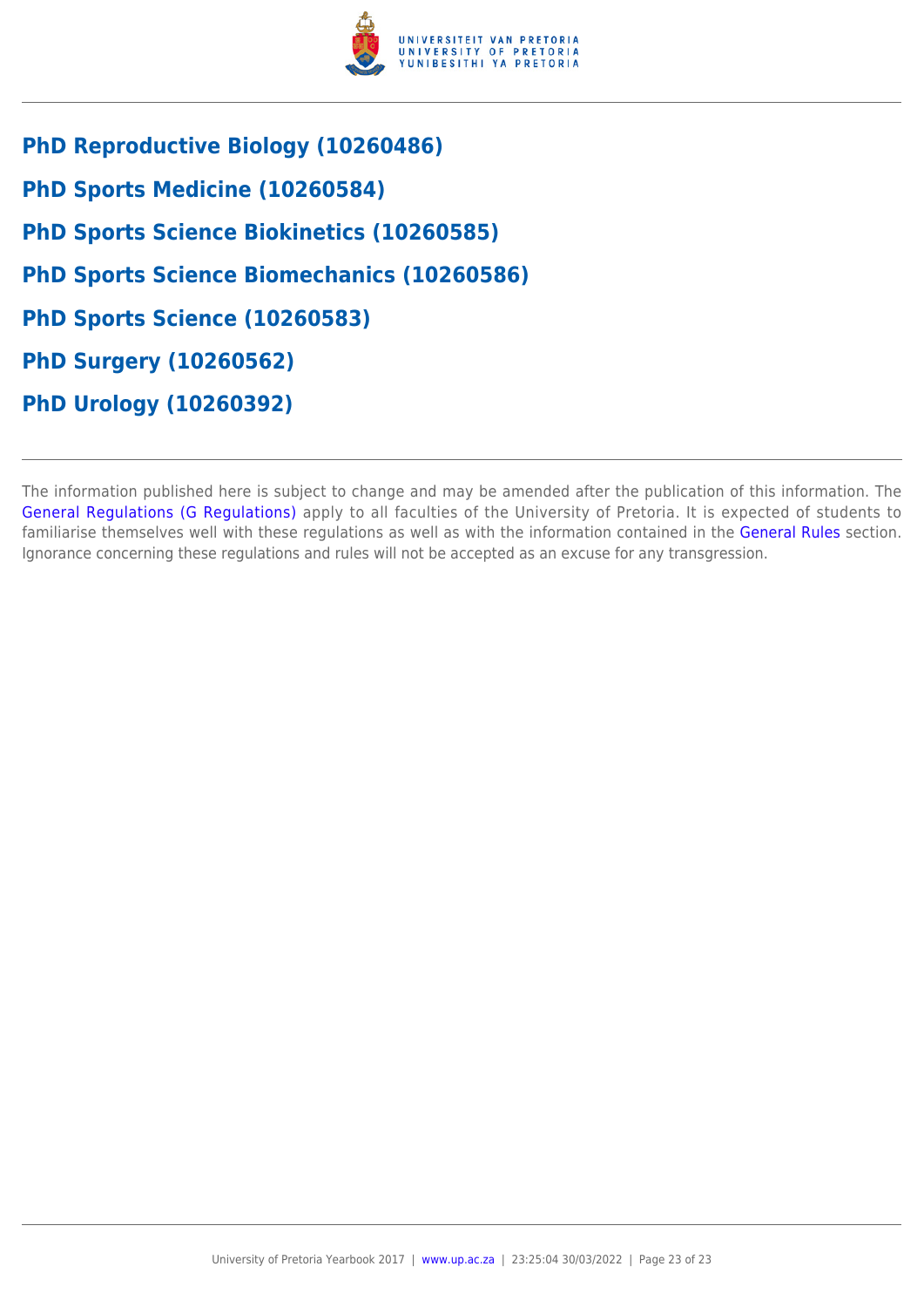## PhD Reproductive Biology (10260486)

## PhD Sports Medicine (10260584)

## PhD Sports Science Biokinetics (10260585)

## PhD Sports Science Biomechanics (10260586)

## PhD Sports Science (10260583)

## PhD Surgery (10260562)

## PhD Urology (10260392)

---

The information published here is subject to change and may be amended after the publication of this information. The General Regulations (G Regulations) apply to all faculties of the University of Pretoria. It is expected of students to familiarise themselves well with these regulations as well as with the information contained in the General Rules section. Ignorance concerning these regulations and rules will not be accepted as an excuse for any transgression.